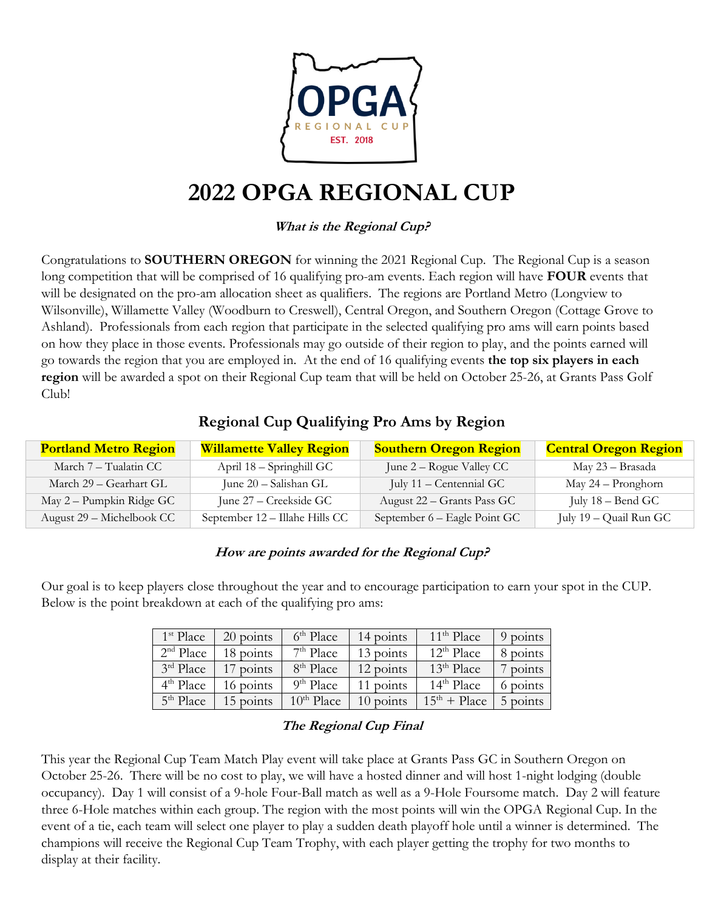# 2022 OPGA REGIONAL CUP

***What is the Regional Cup?***

Congratulations to **SOUTHERN OREGON** for winning the 2021 Regional Cup. The Regional Cup is a season long competition that will be comprised of 16 qualifying pro-am events. Each region will have **FOUR** events that will be designated on the pro-am allocation sheet as qualifiers. The regions are Portland Metro (Longview to Wilsonville), Willamette Valley (Woodburn to Creswell), Central Oregon, and Southern Oregon (Cottage Grove to Ashland). Professionals from each region that participate in the selected qualifying pro ams will earn points based on how they place in those events. Professionals may go outside of their region to play, and the points earned will go towards the region that you are employed in. At the end of 16 qualifying events **the top six players in each region** will be awarded a spot on their Regional Cup team that will be held on October 25-26, at Grants Pass Golf Club!

## Regional Cup Qualifying Pro Ams by Region

| **Portland Metro Region** | **Willamette Valley Region** | **Southern Oregon Region** | **Central Oregon Region** |
|---|---|---|---|
| March 7 – Tualatin CC | April 18 – Springhill GC | June 2 – Rogue Valley CC | May 23 – Brasada |
| March 29 – Gearhart GL | June 20 – Salishan GL | July 11 – Centennial GC | May 24 – Pronghorn |
| May 2 – Pumpkin Ridge GC | June 27 – Creekside GC | August 22 – Grants Pass GC | July 18 – Bend GC |
| August 29 – Michelbook CC | September 12 – Illahe Hills CC | September 6 – Eagle Point GC | July 19 – Quail Run GC |

***How are points awarded for the Regional Cup?***

Our goal is to keep players close throughout the year and to encourage participation to earn your spot in the CUP. Below is the point breakdown at each of the qualifying pro ams:

| | | | | | |
|---|---|---|---|---|---|
| 1st Place | 20 points | 6th Place | 14 points | 11th Place | 9 points |
| 2nd Place | 18 points | 7th Place | 13 points | 12th Place | 8 points |
| 3rd Place | 17 points | 8th Place | 12 points | 13th Place | 7 points |
| 4th Place | 16 points | 9th Place | 11 points | 14th Place | 6 points |
| 5th Place | 15 points | 10th Place | 10 points | 15th + Place | 5 points |

***The Regional Cup Final***

This year the Regional Cup Team Match Play event will take place at Grants Pass GC in Southern Oregon on October 25-26. There will be no cost to play, we will have a hosted dinner and will host 1-night lodging (double occupancy). Day 1 will consist of a 9-hole Four-Ball match as well as a 9-Hole Foursome match. Day 2 will feature three 6-Hole matches within each group. The region with the most points will win the OPGA Regional Cup. In the event of a tie, each team will select one player to play a sudden death playoff hole until a winner is determined. The champions will receive the Regional Cup Team Trophy, with each player getting the trophy for two months to display at their facility.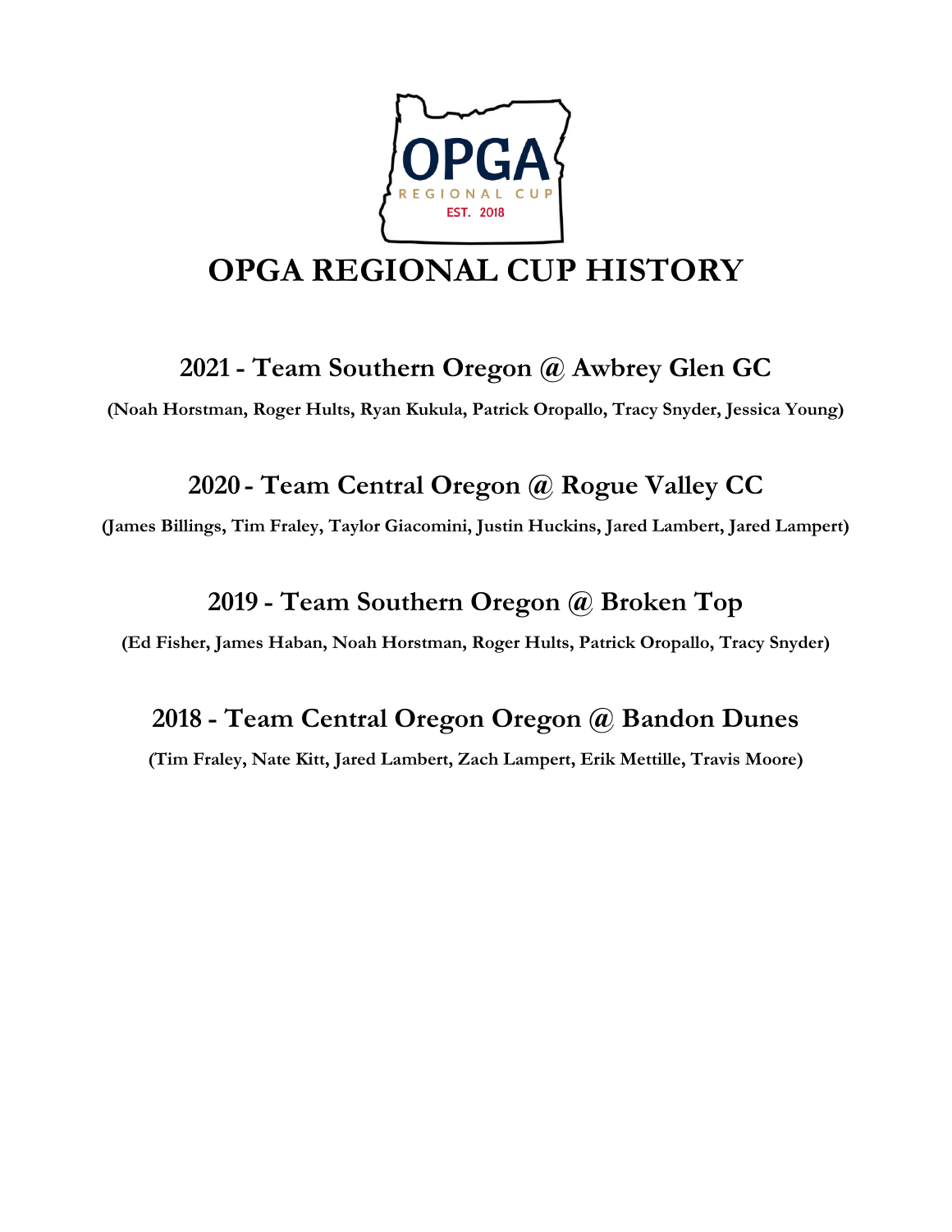OPGA
REGIONAL CUP
EST. 2018

# OPGA REGIONAL CUP HISTORY

## 2021 - Team Southern Oregon @ Awbrey Glen GC

**(Noah Horstman, Roger Hults, Ryan Kukula, Patrick Oropallo, Tracy Snyder, Jessica Young)**

## 2020 - Team Central Oregon @ Rogue Valley CC

**(James Billings, Tim Fraley, Taylor Giacomini, Justin Huckins, Jared Lambert, Jared Lampert)**

## 2019 - Team Southern Oregon @ Broken Top

**(Ed Fisher, James Haban, Noah Horstman, Roger Hults, Patrick Oropallo, Tracy Snyder)**

## 2018 - Team Central Oregon Oregon @ Bandon Dunes

**(Tim Fraley, Nate Kitt, Jared Lambert, Zach Lampert, Erik Mettille, Travis Moore)**